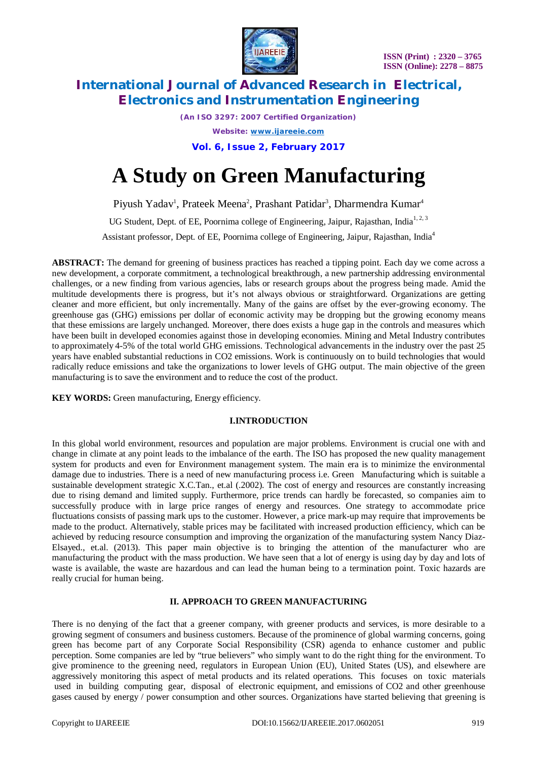# A Study on Green Manufacturing

Piyush Yadav[1], Prateek Meena[2], Prashant Patidar[3], Dharmendra Kumar[4]

UG Student, Dept. of EE, Poornima college of Engineering, Jaipur, Rajasthan, India[1, 2, 3]

Assistant professor, Dept. of EE, Poornima college of Engineering, Jaipur, Rajasthan, India[4]

**ABSTRACT:** The demand for greening of business practices has reached a tipping point. Each day we come across a new development, a corporate commitment, a technological breakthrough, a new partnership addressing environmental challenges, or a new finding from various agencies, labs or research groups about the progress being made. Amid the multitude developments there is progress, but it's not always obvious or straightforward. Organizations are getting cleaner and more efficient, but only incrementally. Many of the gains are offset by the ever-growing economy. The greenhouse gas (GHG) emissions per dollar of economic activity may be dropping but the growing economy means that these emissions are largely unchanged. Moreover, there does exists a huge gap in the controls and measures which have been built in developed economies against those in developing economies. Mining and Metal Industry contributes to approximately 4-5% of the total world GHG emissions. Technological advancements in the industry over the past 25 years have enabled substantial reductions in $CO_2$ emissions. Work is continuously on to build technologies that would radically reduce emissions and take the organizations to lower levels of GHG output. The main objective of the green manufacturing is to save the environment and to reduce the cost of the product.

**KEY WORDS:** Green manufacturing, Energy efficiency.

## I.INTRODUCTION

In this global world environment, resources and population are major problems. Environment is crucial one with and change in climate at any point leads to the imbalance of the earth. The ISO has proposed the new quality management system for products and even for Environment management system. The main era is to minimize the environmental damage due to industries. There is a need of new manufacturing process i.e. Green Manufacturing which is suitable a sustainable development strategic X.C.Tan., et.al (.2002). The cost of energy and resources are constantly increasing due to rising demand and limited supply. Furthermore, price trends can hardly be forecasted, so companies aim to successfully produce with in large price ranges of energy and resources. One strategy to accommodate price fluctuations consists of passing mark ups to the customer. However, a price mark-up may require that improvements be made to the product. Alternatively, stable prices may be facilitated with increased production efficiency, which can be achieved by reducing resource consumption and improving the organization of the manufacturing system Nancy Diaz-Elsayed., et.al. (2013). This paper main objective is to bringing the attention of the manufacturer who are manufacturing the product with the mass production. We have seen that a lot of energy is using day by day and lots of waste is available, the waste are hazardous and can lead the human being to a termination point. Toxic hazards are really crucial for human being.

## II. APPROACH TO GREEN MANUFACTURING

There is no denying of the fact that a greener company, with greener products and services, is more desirable to a growing segment of consumers and business customers. Because of the prominence of global warming concerns, going green has become part of any Corporate Social Responsibility (CSR) agenda to enhance customer and public perception. Some companies are led by "true believers" who simply want to do the right thing for the environment. To give prominence to the greening need, regulators in European Union (EU), United States (US), and elsewhere are aggressively monitoring this aspect of metal products and its related operations. This focuses on toxic materials used in building computing gear, disposal of electronic equipment, and emissions of $CO_2$ and other greenhouse gases caused by energy / power consumption and other sources. Organizations have started believing that greening is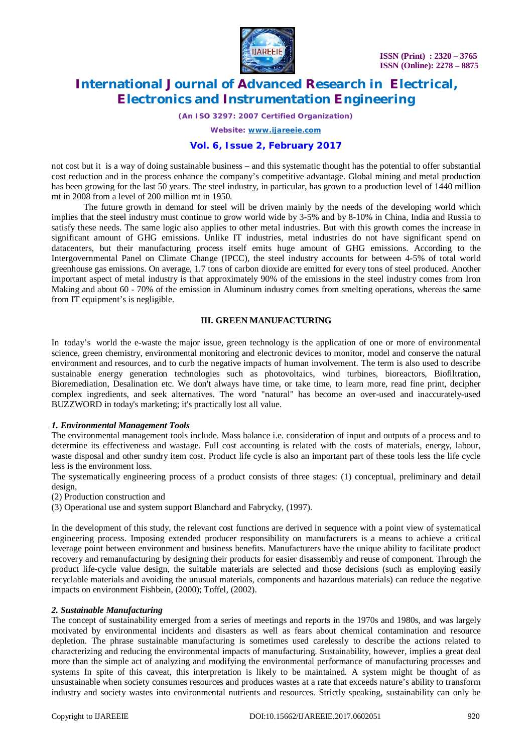not cost but it is a way of doing sustainable business – and this systematic thought has the potential to offer substantial cost reduction and in the process enhance the company's competitive advantage. Global mining and metal production has been growing for the last 50 years. The steel industry, in particular, has grown to a production level of 1440 million mt in 2008 from a level of 200 million mt in 1950.

The future growth in demand for steel will be driven mainly by the needs of the developing world which implies that the steel industry must continue to grow world wide by 3-5% and by 8-10% in China, India and Russia to satisfy these needs. The same logic also applies to other metal industries. But with this growth comes the increase in significant amount of GHG emissions. Unlike IT industries, metal industries do not have significant spend on datacenters, but their manufacturing process itself emits huge amount of GHG emissions. According to the Intergovernmental Panel on Climate Change (IPCC), the steel industry accounts for between 4-5% of total world greenhouse gas emissions. On average, 1.7 tons of carbon dioxide are emitted for every tons of steel produced. Another important aspect of metal industry is that approximately 90% of the emissions in the steel industry comes from Iron Making and about 60 - 70% of the emission in Aluminum industry comes from smelting operations, whereas the same from IT equipment's is negligible.

## III. GREEN MANUFACTURING

In today's world the e-waste the major issue, green technology is the application of one or more of environmental science, green chemistry, environmental monitoring and electronic devices to monitor, model and conserve the natural environment and resources, and to curb the negative impacts of human involvement. The term is also used to describe sustainable energy generation technologies such as photovoltaics, wind turbines, bioreactors, Biofiltration, Bioremediation, Desalination etc. We don't always have time, or take time, to learn more, read fine print, decipher complex ingredients, and seek alternatives. The word "natural" has become an over-used and inaccurately-used BUZZWORD in today's marketing; it's practically lost all value.

### *1. Environmental Management Tools*

The environmental management tools include. Mass balance i.e. consideration of input and outputs of a process and to determine its effectiveness and wastage. Full cost accounting is related with the costs of materials, energy, labour, waste disposal and other sundry item cost. Product life cycle is also an important part of these tools less the life cycle less is the environment loss.

The systematically engineering process of a product consists of three stages: (1) conceptual, preliminary and detail design,

(2) Production construction and

(3) Operational use and system support Blanchard and Fabrycky, (1997).

In the development of this study, the relevant cost functions are derived in sequence with a point view of systematical engineering process. Imposing extended producer responsibility on manufacturers is a means to achieve a critical leverage point between environment and business benefits. Manufacturers have the unique ability to facilitate product recovery and remanufacturing by designing their products for easier disassembly and reuse of component. Through the product life-cycle value design, the suitable materials are selected and those decisions (such as employing easily recyclable materials and avoiding the unusual materials, components and hazardous materials) can reduce the negative impacts on environment Fishbein, (2000); Toffel, (2002).

### *2. Sustainable Manufacturing*

The concept of sustainability emerged from a series of meetings and reports in the 1970s and 1980s, and was largely motivated by environmental incidents and disasters as well as fears about chemical contamination and resource depletion. The phrase sustainable manufacturing is sometimes used carelessly to describe the actions related to characterizing and reducing the environmental impacts of manufacturing. Sustainability, however, implies a great deal more than the simple act of analyzing and modifying the environmental performance of manufacturing processes and systems In spite of this caveat, this interpretation is likely to be maintained. A system might be thought of as unsustainable when society consumes resources and produces wastes at a rate that exceeds nature's ability to transform industry and society wastes into environmental nutrients and resources. Strictly speaking, sustainability can only be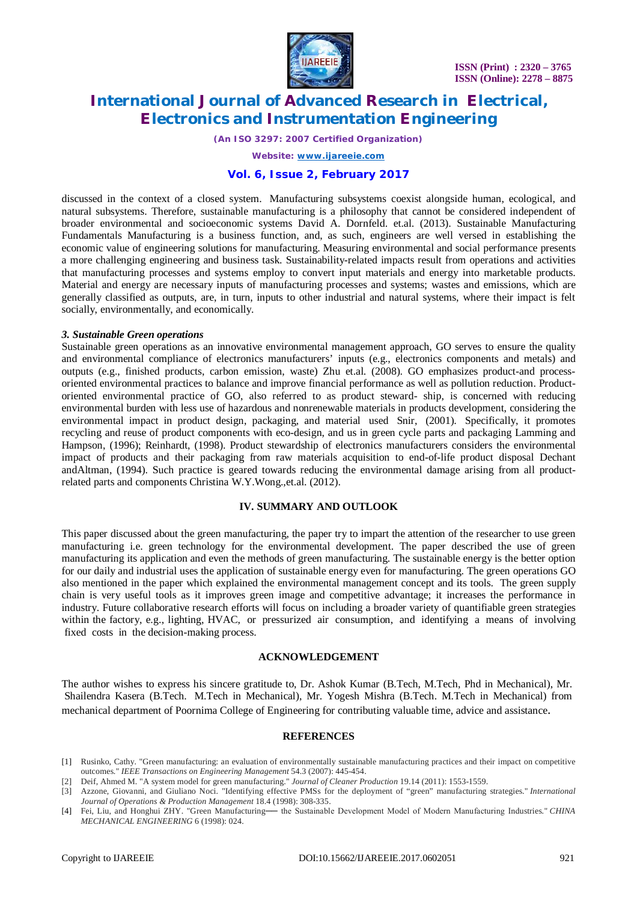discussed in the context of a closed system. Manufacturing subsystems coexist alongside human, ecological, and natural subsystems. Therefore, sustainable manufacturing is a philosophy that cannot be considered independent of broader environmental and socioeconomic systems David A. Dornfeld. et.al. (2013). Sustainable Manufacturing Fundamentals Manufacturing is a business function, and, as such, engineers are well versed in establishing the economic value of engineering solutions for manufacturing. Measuring environmental and social performance presents a more challenging engineering and business task. Sustainability-related impacts result from operations and activities that manufacturing processes and systems employ to convert input materials and energy into marketable products. Material and energy are necessary inputs of manufacturing processes and systems; wastes and emissions, which are generally classified as outputs, are, in turn, inputs to other industrial and natural systems, where their impact is felt socially, environmentally, and economically.

### *3. Sustainable Green operations*

Sustainable green operations as an innovative environmental management approach, GO serves to ensure the quality and environmental compliance of electronics manufacturers' inputs (e.g., electronics components and metals) and outputs (e.g., finished products, carbon emission, waste) Zhu et.al. (2008). GO emphasizes product-and process-oriented environmental practices to balance and improve financial performance as well as pollution reduction. Product-oriented environmental practice of GO, also referred to as product steward- ship, is concerned with reducing environmental burden with less use of hazardous and nonrenewable materials in products development, considering the environmental impact in product design, packaging, and material used Snir, (2001). Specifically, it promotes recycling and reuse of product components with eco-design, and us in green cycle parts and packaging Lamming and Hampson, (1996); Reinhardt, (1998). Product stewardship of electronics manufacturers considers the environmental impact of products and their packaging from raw materials acquisition to end-of-life product disposal Dechant andAltman, (1994). Such practice is geared towards reducing the environmental damage arising from all product-related parts and components Christina W.Y.Wong.,et.al. (2012).

## IV. SUMMARY AND OUTLOOK

This paper discussed about the green manufacturing, the paper try to impart the attention of the researcher to use green manufacturing i.e. green technology for the environmental development. The paper described the use of green manufacturing its application and even the methods of green manufacturing. The sustainable energy is the better option for our daily and industrial uses the application of sustainable energy even for manufacturing. The green operations GO also mentioned in the paper which explained the environmental management concept and its tools. The green supply chain is very useful tools as it improves green image and competitive advantage; it increases the performance in industry. Future collaborative research efforts will focus on including a broader variety of quantifiable green strategies within the factory, e.g., lighting, HVAC, or pressurized air consumption, and identifying a means of involving fixed costs in the decision-making process.

## ACKNOWLEDGEMENT

The author wishes to express his sincere gratitude to, Dr. Ashok Kumar (B.Tech, M.Tech, Phd in Mechanical), Mr. Shailendra Kasera (B.Tech. M.Tech in Mechanical), Mr. Yogesh Mishra (B.Tech. M.Tech in Mechanical) from mechanical department of Poornima College of Engineering for contributing valuable time, advice and assistance.

## REFERENCES

[1] Rusinko, Cathy. "Green manufacturing: an evaluation of environmentally sustainable manufacturing practices and their impact on competitive outcomes." *IEEE Transactions on Engineering Management* 54.3 (2007): 445-454.

[2] Deif, Ahmed M. "A system model for green manufacturing." *Journal of Cleaner Production* 19.14 (2011): 1553-1559.

[3] Azzone, Giovanni, and Giuliano Noci. "Identifying effective PMSs for the deployment of "green" manufacturing strategies." *International Journal of Operations & Production Management* 18.4 (1998): 308-335.

[4] Fei, Liu, and Honghui ZHY. "Green Manufacturing— the Sustainable Development Model of Modern Manufacturing Industries." *CHINA MECHANICAL ENGINEERING* 6 (1998): 024.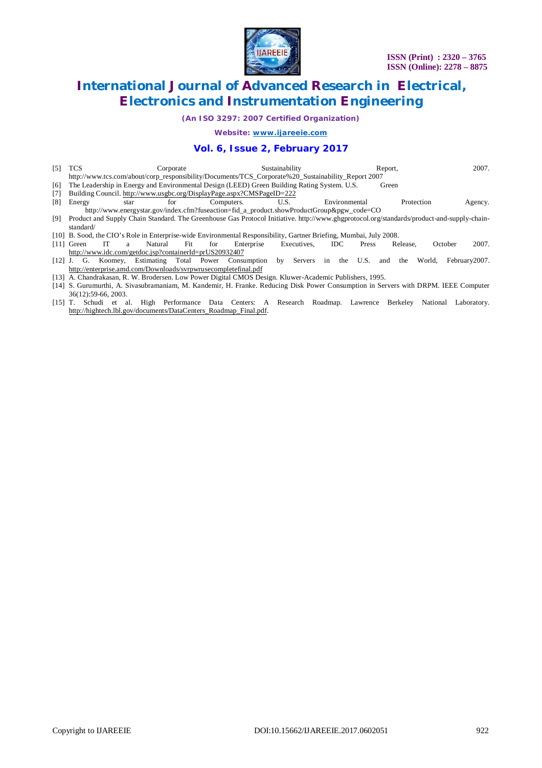[5] TCS Corporate Sustainability Report, 2007. http://www.tcs.com/about/corp_responsibility/Documents/TCS_Corporate%20_Sustainability_Report 2007

[6] The Leadership in Energy and Environmental Design (LEED) Green Building Rating System. U.S. Green

[7] Building Council. http://www.usgbc.org/DisplayPage.aspx?CMSPageID=222

[8] Energy star for Computers. U.S. Environmental Protection Agency. http://www.energystar.gov/index.cfm?fuseaction=fid_a_product.showProductGroup&pgw_code=CO

[9] Product and Supply Chain Standard. The Greenhouse Gas Protocol Initiative. http://www.ghgprotocol.org/standards/product-and-supply-chain-standard/

[10] B. Sood, the CIO's Role in Enterprise-wide Environmental Responsibility, Gartner Briefing, Mumbai, July 2008.

[11] Green IT a Natural Fit for Enterprise Executives, IDC Press Release, October 2007. http://www.idc.com/getdoc.jsp?containerId=prUS20932407

[12] J. G. Koomey, Estimating Total Power Consumption by Servers in the U.S. and the World, February2007. http://enterprise.amd.com/Downloads/svrpwrusecompletefinal.pdf

[13] A. Chandrakasan, R. W. Brodersen. Low Power Digital CMOS Design. Kluwer-Academic Publishers, 1995.

[14] S. Gurumurthi, A. Sivasubramaniam, M. Kandemir, H. Franke. Reducing Disk Power Consumption in Servers with DRPM. IEEE Computer 36(12):59-66, 2003.

[15] T. Schudi et al. High Performance Data Centers: A Research Roadmap. Lawrence Berkeley National Laboratory. http://hightech.lbl.gov/documents/DataCenters_Roadmap_Final.pdf.